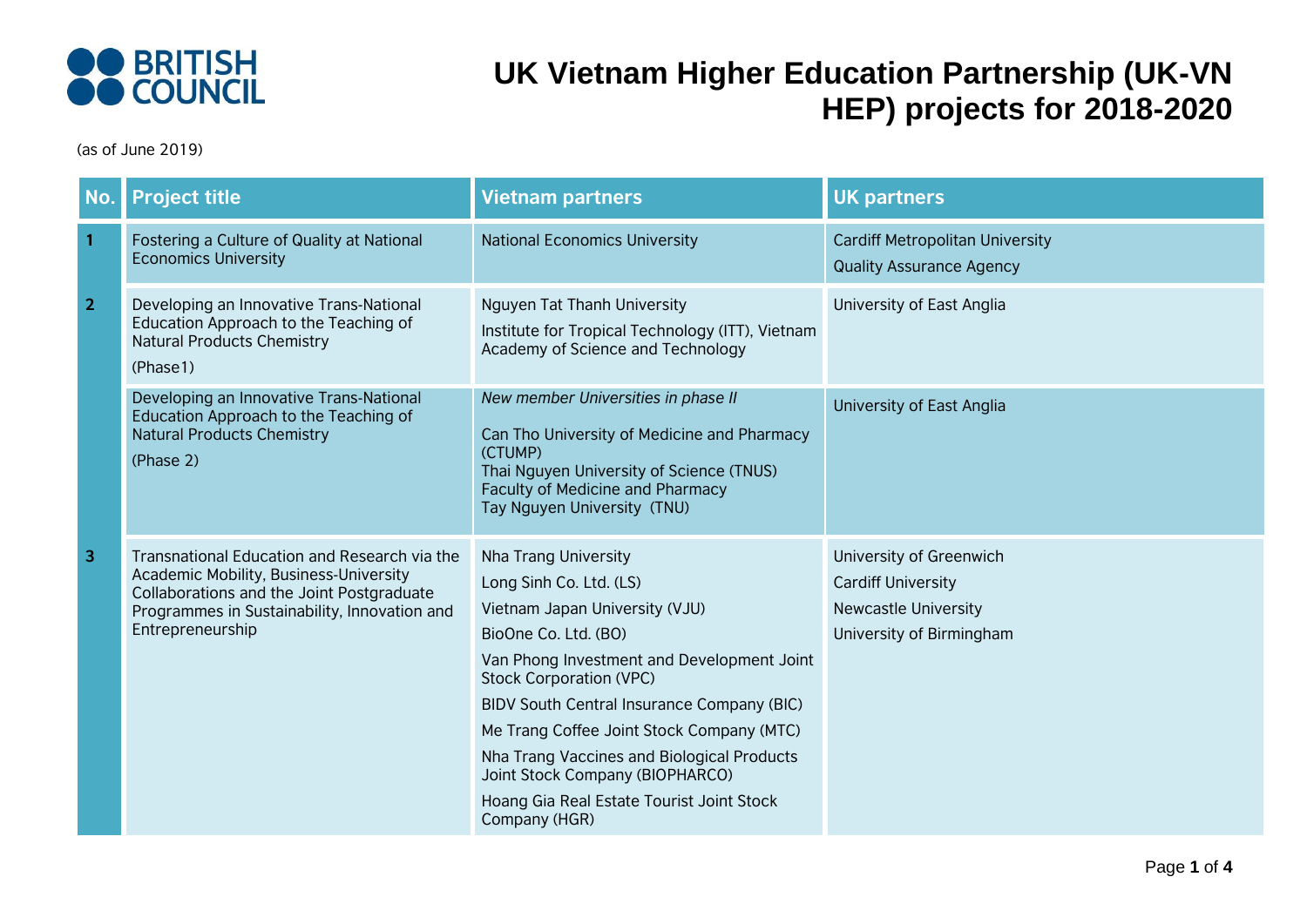# UK Vietnam Higher Education Partnership (UK-VN HEP) projects for 2018-2020

(as of June 2019)

| No. | Project title | Vietnam partners | UK partners |
|---|---|---|---|
| 1 | Fostering a Culture of Quality at National Economics University | National Economics University | Cardiff Metropolitan University<br>Quality Assurance Agency |
| 2 | Developing an Innovative Trans-National Education Approach to the Teaching of Natural Products Chemistry<br>(Phase1) | Nguyen Tat Thanh University<br>Institute for Tropical Technology (ITT), Vietnam Academy of Science and Technology | University of East Anglia |
| | Developing an Innovative Trans-National Education Approach to the Teaching of Natural Products Chemistry<br>(Phase 2) | *New member Universities in phase II*<br>Can Tho University of Medicine and Pharmacy (CTUMP)<br>Thai Nguyen University of Science (TNUS)<br>Faculty of Medicine and Pharmacy<br>Tay Nguyen University (TNU) | University of East Anglia |
| 3 | Transnational Education and Research via the Academic Mobility, Business-University Collaborations and the Joint Postgraduate Programmes in Sustainability, Innovation and Entrepreneurship | Nha Trang University<br>Long Sinh Co. Ltd. (LS)<br>Vietnam Japan University (VJU)<br>BioOne Co. Ltd. (BO)<br>Van Phong Investment and Development Joint Stock Corporation (VPC)<br>BIDV South Central Insurance Company (BIC)<br>Me Trang Coffee Joint Stock Company (MTC)<br>Nha Trang Vaccines and Biological Products Joint Stock Company (BIOPHARCO)<br>Hoang Gia Real Estate Tourist Joint Stock Company (HGR) | University of Greenwich<br>Cardiff University<br>Newcastle University<br>University of Birmingham |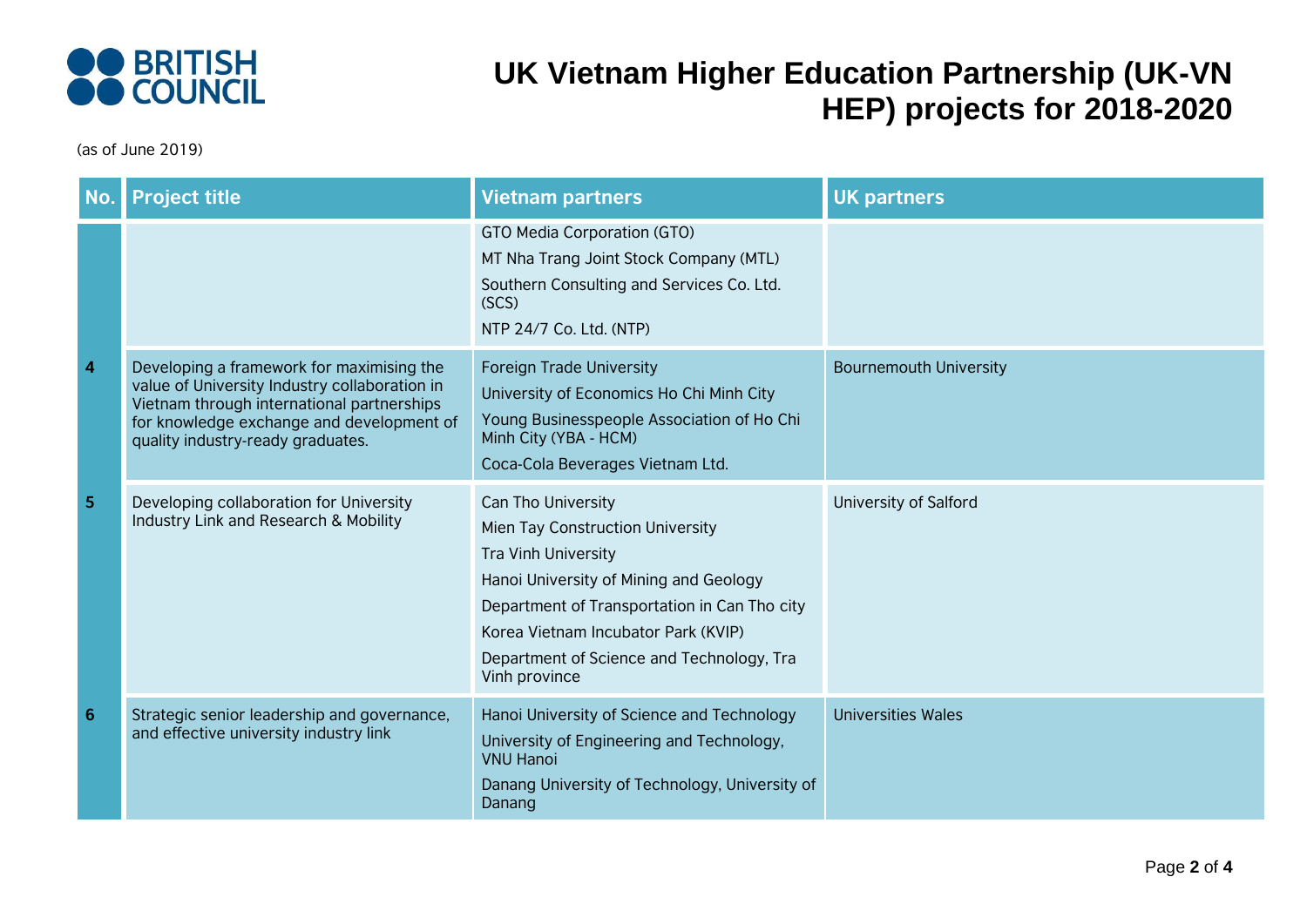# UK Vietnam Higher Education Partnership (UK-VN HEP) projects for 2018-2020

(as of June 2019)

| No. | Project title | Vietnam partners | UK partners |
|---|---|---|---|
| | | GTO Media Corporation (GTO)<br>MT Nha Trang Joint Stock Company (MTL)<br>Southern Consulting and Services Co. Ltd. (SCS)<br>NTP 24/7 Co. Ltd. (NTP) | |
| 4 | Developing a framework for maximising the value of University Industry collaboration in Vietnam through international partnerships for knowledge exchange and development of quality industry-ready graduates. | Foreign Trade University<br>University of Economics Ho Chi Minh City<br>Young Businesspeople Association of Ho Chi Minh City (YBA - HCM)<br>Coca-Cola Beverages Vietnam Ltd. | Bournemouth University |
| 5 | Developing collaboration for University Industry Link and Research & Mobility | Can Tho University<br>Mien Tay Construction University<br>Tra Vinh University<br>Hanoi University of Mining and Geology<br>Department of Transportation in Can Tho city<br>Korea Vietnam Incubator Park (KVIP)<br>Department of Science and Technology, Tra Vinh province | University of Salford |
| 6 | Strategic senior leadership and governance, and effective university industry link | Hanoi University of Science and Technology<br>University of Engineering and Technology, VNU Hanoi<br>Danang University of Technology, University of Danang | Universities Wales |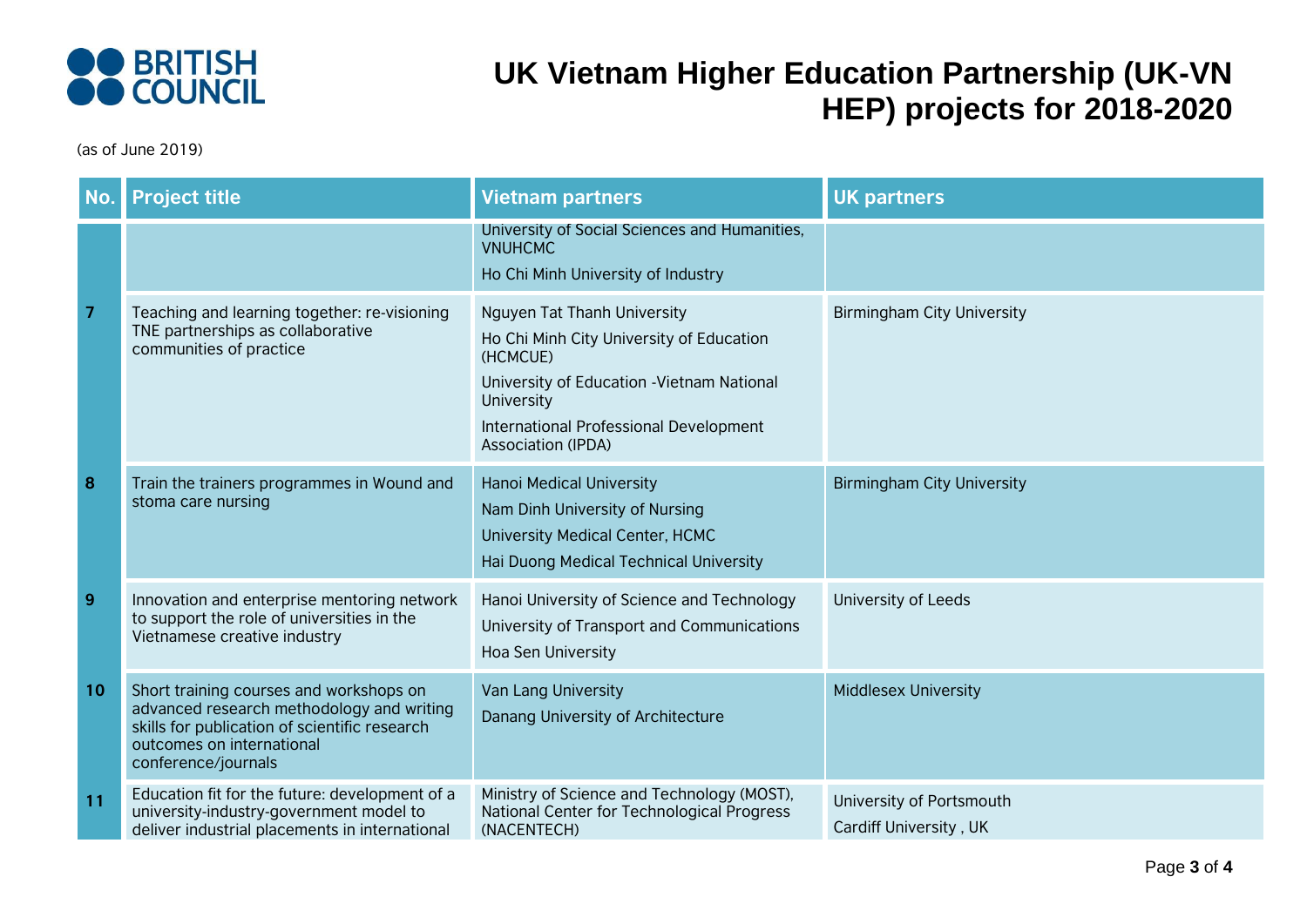# UK Vietnam Higher Education Partnership (UK-VN HEP) projects for 2018-2020

(as of June 2019)

| No. | Project title | Vietnam partners | UK partners |
|---|---|---|---|
| | | University of Social Sciences and Humanities, VNUHCMC<br>Ho Chi Minh University of Industry | |
| 7 | Teaching and learning together: re-visioning TNE partnerships as collaborative communities of practice | Nguyen Tat Thanh University<br>Ho Chi Minh City University of Education (HCMCUE)<br>University of Education -Vietnam National University<br>International Professional Development Association (IPDA) | Birmingham City University |
| 8 | Train the trainers programmes in Wound and stoma care nursing | Hanoi Medical University<br>Nam Dinh University of Nursing<br>University Medical Center, HCMC<br>Hai Duong Medical Technical University | Birmingham City University |
| 9 | Innovation and enterprise mentoring network to support the role of universities in the Vietnamese creative industry | Hanoi University of Science and Technology<br>University of Transport and Communications<br>Hoa Sen University | University of Leeds |
| 10 | Short training courses and workshops on advanced research methodology and writing skills for publication of scientific research outcomes on international conference/journals | Van Lang University<br>Danang University of Architecture | Middlesex University |
| 11 | Education fit for the future: development of a university-industry-government model to deliver industrial placements in international | Ministry of Science and Technology (MOST), National Center for Technological Progress (NACENTECH) | University of Portsmouth<br>Cardiff University , UK |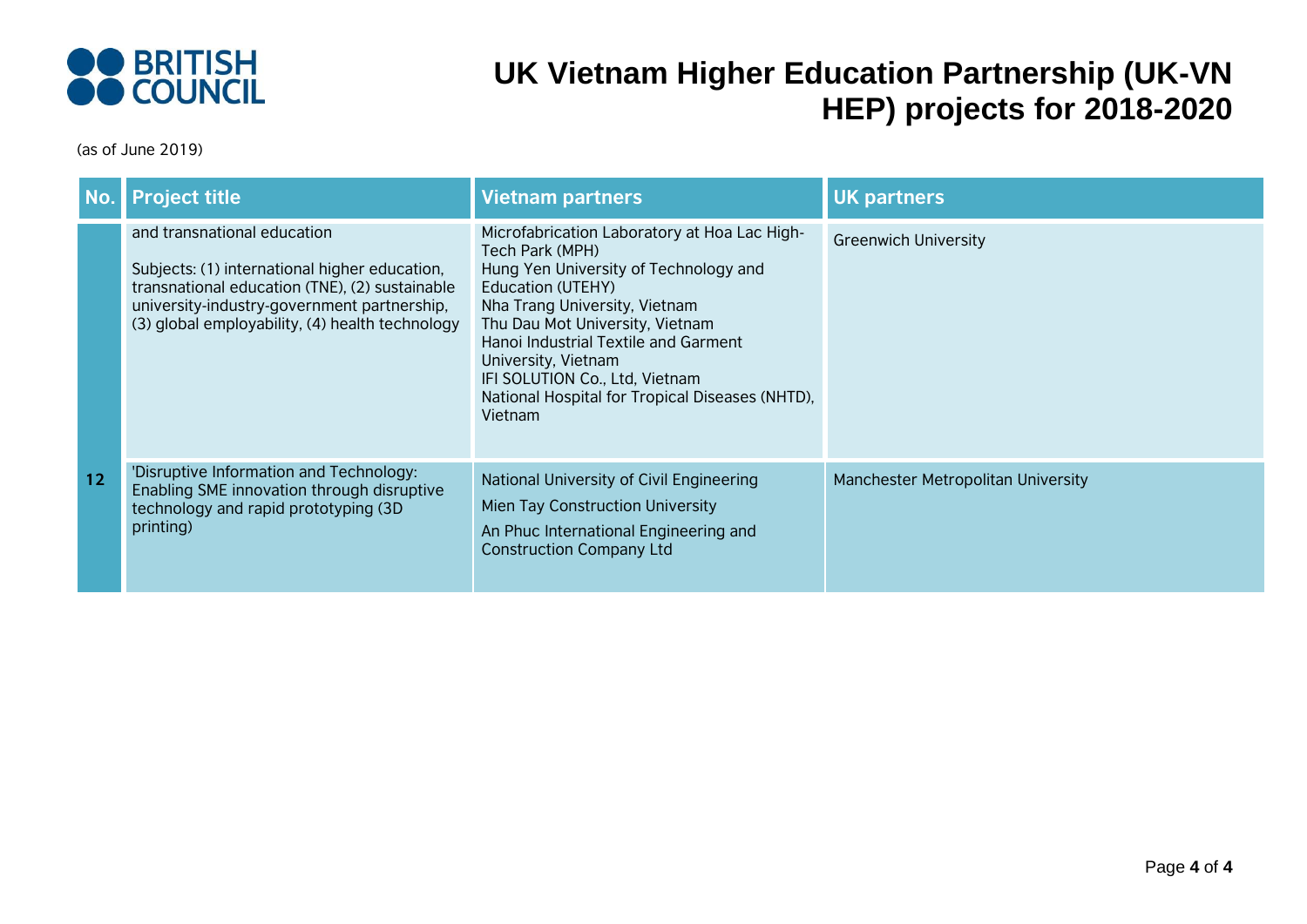# UK Vietnam Higher Education Partnership (UK-VN HEP) projects for 2018-2020

(as of June 2019)

| No. | Project title | Vietnam partners | UK partners |
|---|---|---|---|
| | and transnational education<br><br>Subjects: (1) international higher education, transnational education (TNE), (2) sustainable university-industry-government partnership, (3) global employability, (4) health technology | Microfabrication Laboratory at Hoa Lac High-Tech Park (MPH)<br>Hung Yen University of Technology and Education (UTEHY)<br>Nha Trang University, Vietnam<br>Thu Dau Mot University, Vietnam<br>Hanoi Industrial Textile and Garment University, Vietnam<br>IFI SOLUTION Co., Ltd, Vietnam<br>National Hospital for Tropical Diseases (NHTD), Vietnam | Greenwich University |
| 12 | 'Disruptive Information and Technology: Enabling SME innovation through disruptive technology and rapid prototyping (3D printing) | National University of Civil Engineering<br>Mien Tay Construction University<br>An Phuc International Engineering and Construction Company Ltd | Manchester Metropolitan University |